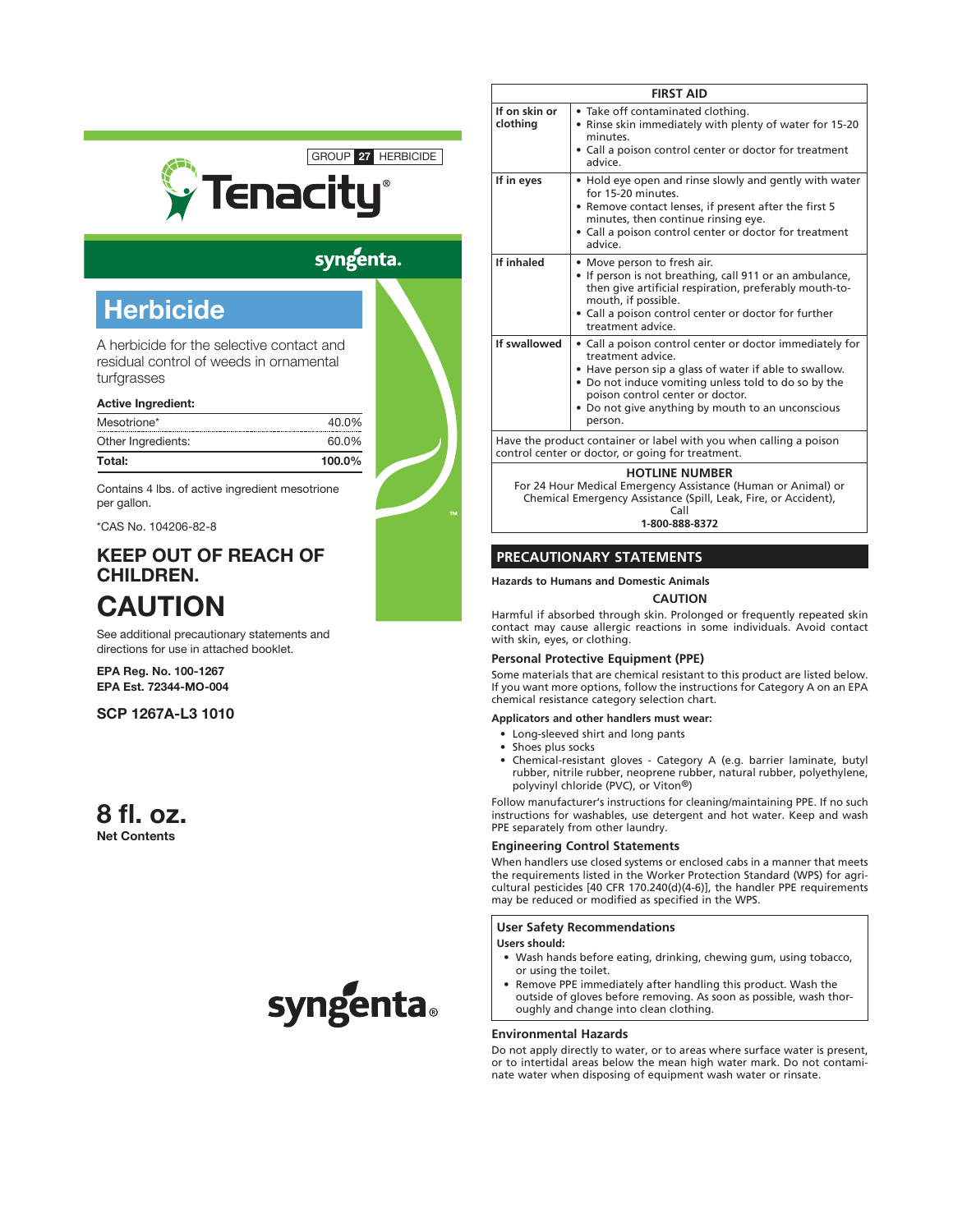GROUP 27 HERBICIDE

# Tenacity®

syngenta.

## Herbicide

A herbicide for the selective contact and residual control of weeds in ornamental turfgrasses

| **Active Ingredient:** | |
|---|---|
| Mesotrione* | 40.0% |
| Other Ingredients: | 60.0% |
| **Total:** | **100.0%** |

Contains 4 lbs. of active ingredient mesotrione per gallon.

*CAS No. 104206-82-8

## KEEP OUT OF REACH OF CHILDREN.

# CAUTION

See additional precautionary statements and directions for use in attached booklet.

**EPA Reg. No. 100-1267**
**EPA Est. 72344-MO-004**

**SCP 1267A-L3 1010**

# 8 fl. oz.

**Net Contents**

syngenta®

| FIRST AID | |
|---|---|
| **If on skin or clothing** | • Take off contaminated clothing.<br>• Rinse skin immediately with plenty of water for 15-20 minutes.<br>• Call a poison control center or doctor for treatment advice. |
| **If in eyes** | • Hold eye open and rinse slowly and gently with water for 15-20 minutes.<br>• Remove contact lenses, if present after the first 5 minutes, then continue rinsing eye.<br>• Call a poison control center or doctor for treatment advice. |
| **If inhaled** | • Move person to fresh air.<br>• If person is not breathing, call 911 or an ambulance, then give artificial respiration, preferably mouth-to-mouth, if possible.<br>• Call a poison control center or doctor for further treatment advice. |
| **If swallowed** | • Call a poison control center or doctor immediately for treatment advice.<br>• Have person sip a glass of water if able to swallow.<br>• Do not induce vomiting unless told to do so by the poison control center or doctor.<br>• Do not give anything by mouth to an unconscious person. |
| Have the product container or label with you when calling a poison control center or doctor, or going for treatment. | |
| **HOTLINE NUMBER**<br>For 24 Hour Medical Emergency Assistance (Human or Animal) or Chemical Emergency Assistance (Spill, Leak, Fire, or Accident), Call<br>**1-800-888-8372** | |

## PRECAUTIONARY STATEMENTS

**Hazards to Humans and Domestic Animals**

**CAUTION**

Harmful if absorbed through skin. Prolonged or frequently repeated skin contact may cause allergic reactions in some individuals. Avoid contact with skin, eyes, or clothing.

### Personal Protective Equipment (PPE)

Some materials that are chemical resistant to this product are listed below. If you want more options, follow the instructions for Category A on an EPA chemical resistance category selection chart.

**Applicators and other handlers must wear:**

- Long-sleeved shirt and long pants
- Shoes plus socks
- Chemical-resistant gloves - Category A (e.g. barrier laminate, butyl rubber, nitrile rubber, neoprene rubber, natural rubber, polyethylene, polyvinyl chloride (PVC), or Viton®)

Follow manufacturer's instructions for cleaning/maintaining PPE. If no such instructions for washables, use detergent and hot water. Keep and wash PPE separately from other laundry.

### Engineering Control Statements

When handlers use closed systems or enclosed cabs in a manner that meets the requirements listed in the Worker Protection Standard (WPS) for agricultural pesticides [40 CFR 170.240(d)(4-6)], the handler PPE requirements may be reduced or modified as specified in the WPS.

### User Safety Recommendations

**Users should:**

- Wash hands before eating, drinking, chewing gum, using tobacco, or using the toilet.
- Remove PPE immediately after handling this product. Wash the outside of gloves before removing. As soon as possible, wash thoroughly and change into clean clothing.

### Environmental Hazards

Do not apply directly to water, or to areas where surface water is present, or to intertidal areas below the mean high water mark. Do not contaminate water when disposing of equipment wash water or rinsate.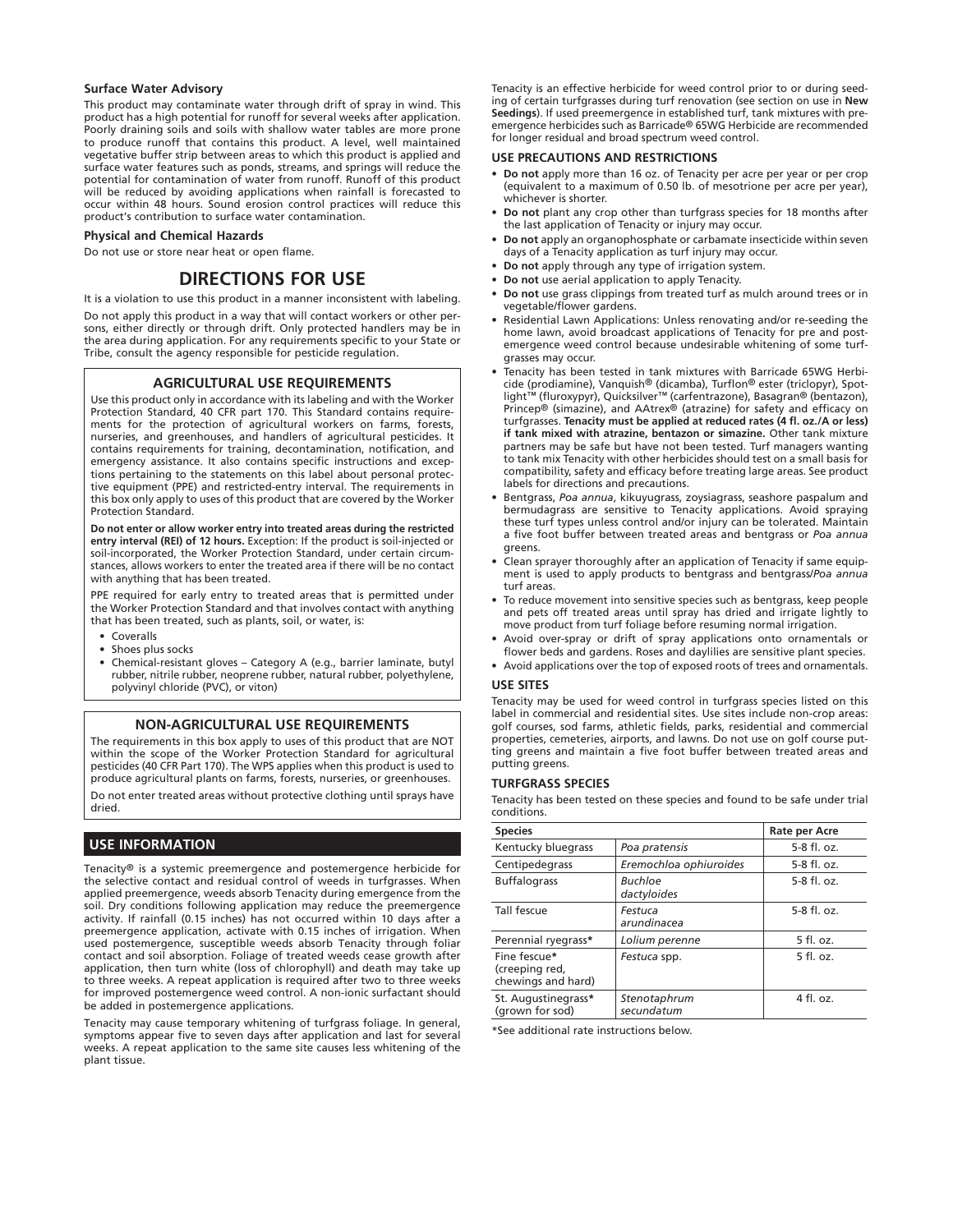**Surface Water Advisory**

This product may contaminate water through drift of spray in wind. This product has a high potential for runoff for several weeks after application. Poorly draining soils and soils with shallow water tables are more prone to produce runoff that contains this product. A level, well maintained vegetative buffer strip between areas to which this product is applied and surface water features such as ponds, streams, and springs will reduce the potential for contamination of water from runoff. Runoff of this product will be reduced by avoiding applications when rainfall is forecasted to occur within 48 hours. Sound erosion control practices will reduce this product's contribution to surface water contamination.

**Physical and Chemical Hazards**

Do not use or store near heat or open flame.

# DIRECTIONS FOR USE

It is a violation to use this product in a manner inconsistent with labeling.

Do not apply this product in a way that will contact workers or other persons, either directly or through drift. Only protected handlers may be in the area during application. For any requirements specific to your State or Tribe, consult the agency responsible for pesticide regulation.

## AGRICULTURAL USE REQUIREMENTS

Use this product only in accordance with its labeling and with the Worker Protection Standard, 40 CFR part 170. This Standard contains requirements for the protection of agricultural workers on farms, forests, nurseries, and greenhouses, and handlers of agricultural pesticides. It contains requirements for training, decontamination, notification, and emergency assistance. It also contains specific instructions and exceptions pertaining to the statements on this label about personal protective equipment (PPE) and restricted-entry interval. The requirements in this box only apply to uses of this product that are covered by the Worker Protection Standard.

**Do not enter or allow worker entry into treated areas during the restricted entry interval (REI) of 12 hours.** Exception: If the product is soil-injected or soil-incorporated, the Worker Protection Standard, under certain circumstances, allows workers to enter the treated area if there will be no contact with anything that has been treated.

PPE required for early entry to treated areas that is permitted under the Worker Protection Standard and that involves contact with anything that has been treated, such as plants, soil, or water, is:

- Coveralls
- Shoes plus socks
- Chemical-resistant gloves – Category A (e.g., barrier laminate, butyl rubber, nitrile rubber, neoprene rubber, natural rubber, polyethylene, polyvinyl chloride (PVC), or viton)

## NON-AGRICULTURAL USE REQUIREMENTS

The requirements in this box apply to uses of this product that are NOT within the scope of the Worker Protection Standard for agricultural pesticides (40 CFR Part 170). The WPS applies when this product is used to produce agricultural plants on farms, forests, nurseries, or greenhouses.

Do not enter treated areas without protective clothing until sprays have dried.

## USE INFORMATION

Tenacity® is a systemic preemergence and postemergence herbicide for the selective contact and residual control of weeds in turfgrasses. When applied preemergence, weeds absorb Tenacity during emergence from the soil. Dry conditions following application may reduce the preemergence activity. If rainfall (0.15 inches) has not occurred within 10 days after a preemergence application, activate with 0.15 inches of irrigation. When used postemergence, susceptible weeds absorb Tenacity through foliar contact and soil absorption. Foliage of treated weeds cease growth after application, then turn white (loss of chlorophyll) and death may take up to three weeks. A repeat application is required after two to three weeks for improved postemergence weed control. A non-ionic surfactant should be added in postemergence applications.

Tenacity may cause temporary whitening of turfgrass foliage. In general, symptoms appear five to seven days after application and last for several weeks. A repeat application to the same site causes less whitening of the plant tissue.

Tenacity is an effective herbicide for weed control prior to or during seeding of certain turfgrasses during turf renovation (see section on use in **New Seedings**). If used preemergence in established turf, tank mixtures with preemergence herbicides such as Barricade® 65WG Herbicide are recommended for longer residual and broad spectrum weed control.

### USE PRECAUTIONS AND RESTRICTIONS

- **Do not** apply more than 16 oz. of Tenacity per acre per year or per crop (equivalent to a maximum of 0.50 lb. of mesotrione per acre per year), whichever is shorter.
- **Do not** plant any crop other than turfgrass species for 18 months after the last application of Tenacity or injury may occur.
- **Do not** apply an organophosphate or carbamate insecticide within seven days of a Tenacity application as turf injury may occur.
- **Do not** apply through any type of irrigation system.
- **Do not** use aerial application to apply Tenacity.
- **Do not** use grass clippings from treated turf as mulch around trees or in vegetable/flower gardens.
- Residential Lawn Applications: Unless renovating and/or re-seeding the home lawn, avoid broadcast applications of Tenacity for pre and post-emergence weed control because undesirable whitening of some turfgrasses may occur.
- Tenacity has been tested in tank mixtures with Barricade 65WG Herbicide (prodiamine), Vanquish® (dicamba), Turflon® ester (triclopyr), Spotlight™ (fluroxypyr), Quicksilver™ (carfentrazone), Basagran® (bentazon), Princep® (simazine), and AAtrex® (atrazine) for safety and efficacy on turfgrasses. **Tenacity must be applied at reduced rates (4 fl. oz./A or less) if tank mixed with atrazine, bentazon or simazine.** Other tank mixture partners may be safe but have not been tested. Turf managers wanting to tank mix Tenacity with other herbicides should test on a small basis for compatibility, safety and efficacy before treating large areas. See product labels for directions and precautions.
- Bentgrass, *Poa annua*, kikuyugrass, zoysiagrass, seashore paspalum and bermudagrass are sensitive to Tenacity applications. Avoid spraying these turf types unless control and/or injury can be tolerated. Maintain a five foot buffer between treated areas and bentgrass or *Poa annua* greens.
- Clean sprayer thoroughly after an application of Tenacity if same equipment is used to apply products to bentgrass and bentgrass/*Poa annua* turf areas.
- To reduce movement into sensitive species such as bentgrass, keep people and pets off treated areas until spray has dried and irrigate lightly to move product from turf foliage before resuming normal irrigation.
- Avoid over-spray or drift of spray applications onto ornamentals or flower beds and gardens. Roses and daylilies are sensitive plant species.
- Avoid applications over the top of exposed roots of trees and ornamentals.

### USE SITES

Tenacity may be used for weed control in turfgrass species listed on this label in commercial and residential sites. Use sites include non-crop areas: golf courses, sod farms, athletic fields, parks, residential and commercial properties, cemeteries, airports, and lawns. Do not use on golf course putting greens and maintain a five foot buffer between treated areas and putting greens.

### TURFGRASS SPECIES

Tenacity has been tested on these species and found to be safe under trial conditions.

| Species | | Rate per Acre |
|---|---|---|
| Kentucky bluegrass | *Poa pratensis* | 5-8 fl. oz. |
| Centipedegrass | *Eremochloa ophiuroides* | 5-8 fl. oz. |
| Buffalograss | *Buchloe dactyloides* | 5-8 fl. oz. |
| Tall fescue | *Festuca arundinacea* | 5-8 fl. oz. |
| Perennial ryegrass* | *Lolium perenne* | 5 fl. oz. |
| Fine fescue* (creeping red, chewings and hard) | *Festuca* spp. | 5 fl. oz. |
| St. Augustinegrass* (grown for sod) | *Stenotaphrum secundatum* | 4 fl. oz. |

*See additional rate instructions below.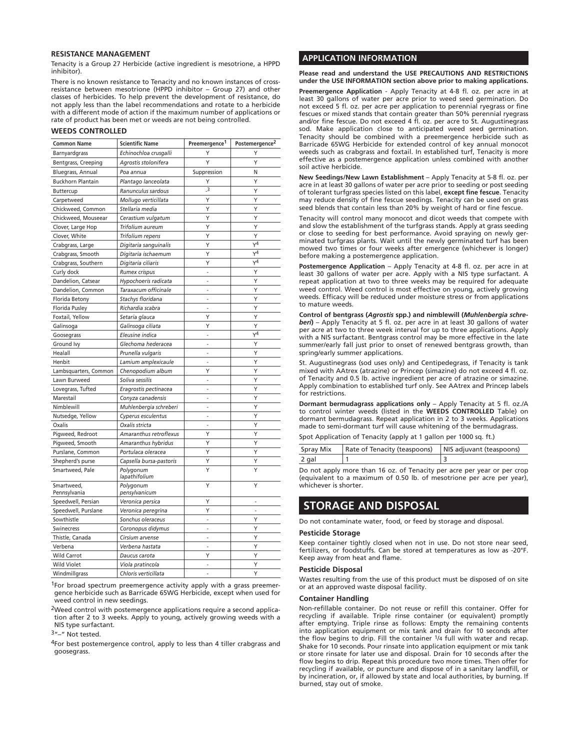### RESISTANCE MANAGEMENT

Tenacity is a Group 27 Herbicide (active ingredient is mesotrione, a HPPD inhibitor).

There is no known resistance to Tenacity and no known instances of cross-resistance between mesotrione (HPPD inhibitor – Group 27) and other classes of herbicides. To help prevent the development of resistance, do not apply less than the label recommendations and rotate to a herbicide with a different mode of action if the maximum number of applications or rate of product has been met or weeds are not being controlled.

### WEEDS CONTROLLED

| Common Name | Scientific Name | Preemergence[1] | Postemergence[2] |
|---|---|---|---|
| Barnyardgrass | *Echinochloa crusgalli* | Y | Y |
| Bentgrass, Creeping | *Agrostis stolonifera* | Y | Y |
| Bluegrass, Annual | *Poa annua* | Suppression | N |
| Buckhorn Plantain | *Plantago lanceolata* | Y | Y |
| Buttercup | *Ranunculus sardous* | -[3] | Y |
| Carpetweed | *Mollugo verticillata* | Y | Y |
| Chickweed, Common | *Stellaria media* | Y | Y |
| Chickweed, Mouseear | *Cerastium vulgatum* | Y | Y |
| Clover, Large Hop | *Trifolium aureum* | Y | Y |
| Clover, White | *Trifolium repens* | Y | Y |
| Crabgrass, Large | *Digitaria sanguinalis* | Y | Y[4] |
| Crabgrass, Smooth | *Digitaria ischaemum* | Y | Y[4] |
| Crabgrass, Southern | *Digitaria ciliaris* | Y | Y[4] |
| Curly dock | *Rumex crispus* | - | Y |
| Dandelion, Catsear | *Hypochoeris radicata* | - | Y |
| Dandelion, Common | *Taraxacum officinale* | - | Y |
| Florida Betony | *Stachys floridana* | - | Y |
| Florida Pusley | *Richardia scabra* | - | Y |
| Foxtail, Yellow | *Setaria glauca* | Y | Y |
| Galinsoga | *Galinsoga ciliata* | Y | Y |
| Goosegrass | *Eleusine indica* | - | Y[4] |
| Ground Ivy | *Glechoma hederacea* | - | Y |
| Healall | *Prunella vulgaris* | - | Y |
| Henbit | *Lamium amplexicaule* | - | Y |
| Lambsquarters, Common | *Chenopodium album* | Y | Y |
| Lawn Burweed | *Soliva sessilis* | - | Y |
| Lovegrass, Tufted | *Eragrostis pectinacea* | - | Y |
| Marestail | *Conyza canadensis* | - | Y |
| Nimblewill | *Muhlenbergia schreberi* | - | Y |
| Nutsedge, Yellow | *Cyperus esculentus* | - | Y |
| Oxalis | *Oxalis stricta* | - | Y |
| Pigweed, Redroot | *Amaranthus retroflexus* | Y | Y |
| Pigweed, Smooth | *Amaranthus hybridus* | Y | Y |
| Purslane, Common | *Portulaca oleracea* | Y | Y |
| Shepherd's purse | *Capsella bursa-pastoris* | Y | Y |
| Smartweed, Pale | *Polygonum lapathifolium* | Y | Y |
| Smartweed, Pennsylvania | *Polygonum pensylvanicum* | Y | Y |
| Speedwell, Persian | *Veronica persica* | Y | - |
| Speedwell, Purslane | *Veronica peregrina* | Y | - |
| Sowthistle | *Sonchus oleraceus* | - | Y |
| Swinecress | *Coronopus didymus* | - | Y |
| Thistle, Canada | *Cirsium arvense* | - | Y |
| Verbena | *Verbena hastata* | - | Y |
| Wild Carrot | *Daucus carota* | Y | Y |
| Wild Violet | *Viola pratincola* | - | Y |
| Windmillgrass | *Chloris verticillata* | - | Y |

[1]For broad spectrum preemergence activity apply with a grass preemergence herbicide such as Barricade 65WG Herbicide, except when used for weed control in new seedings.

[2]Weed control with postemergence applications require a second application after 2 to 3 weeks. Apply to young, actively growing weeds with a NIS type surfactant.

[3]"–" Not tested.

[4]For best postemergence control, apply to less than 4 tiller crabgrass and goosegrass.

## APPLICATION INFORMATION

**Please read and understand the USE PRECAUTIONS AND RESTRICTIONS under the USE INFORMATION section above prior to making applications.**

**Preemergence Application** - Apply Tenacity at 4-8 fl. oz. per acre in at least 30 gallons of water per acre prior to weed seed germination. Do not exceed 5 fl. oz. per acre per application to perennial ryegrass or fine fescues or mixed stands that contain greater than 50% perennial ryegrass and/or fine fescue. Do not exceed 4 fl. oz. per acre to St. Augustinegrass sod. Make application close to anticipated weed seed germination. Tenacity should be combined with a preemergence herbicide such as Barricade 65WG Herbicide for extended control of key annual monocot weeds such as crabgrass and foxtail. In established turf, Tenacity is more effective as a postemergence application unless combined with another soil active herbicide.

**New Seedings/New Lawn Establishment** – Apply Tenacity at 5-8 fl. oz. per acre in at least 30 gallons of water per acre prior to seeding or post seeding of tolerant turfgrass species listed on this label, **except fine fescue**. Tenacity may reduce density of fine fescue seedings. Tenacity can be used on grass seed blends that contain less than 20% by weight of hard or fine fescue.

Tenacity will control many monocot and dicot weeds that compete with and slow the establishment of the turfgrass stands. Apply at grass seeding or close to seeding for best performance. Avoid spraying on newly germinated turfgrass plants. Wait until the newly germinated turf has been mowed two times or four weeks after emergence (whichever is longer) before making a postemergence application.

**Postemergence Application** – Apply Tenacity at 4-8 fl. oz. per acre in at least 30 gallons of water per acre. Apply with a NIS type surfactant. A repeat application at two to three weeks may be required for adequate weed control. Weed control is most effective on young, actively growing weeds. Efficacy will be reduced under moisture stress or from applications to mature weeds.

**Control of bentgrass (*Agrostis* spp.) and nimblewill (*Muhlenbergia schreberi*)** – Apply Tenacity at 5 fl. oz. per acre in at least 30 gallons of water per acre at two to three week interval for up to three applications. Apply with a NIS surfactant. Bentgrass control may be more effective in the late summer/early fall just prior to onset of renewed bentgrass growth, than spring/early summer applications.

St. Augustinegrass (sod uses only) and Centipedegrass, if Tenacity is tank mixed with AAtrex (atrazine) or Princep (simazine) do not exceed 4 fl. oz. of Tenacity and 0.5 lb. active ingredient per acre of atrazine or simazine. Apply combination to established turf only. See AAtrex and Princep labels for restrictions.

**Dormant bermudagrass applications only** – Apply Tenacity at 5 fl. oz./A to control winter weeds (listed in the **WEEDS CONTROLLED** Table) on dormant bermudagrass. Repeat application in 2 to 3 weeks. Applications made to semi-dormant turf will cause whitening of the bermudagrass.

Spot Application of Tenacity (apply at 1 gallon per 1000 sq. ft.)

| Spray Mix | Rate of Tenacity (teaspoons) | NIS adjuvant (teaspoons) |
|---|---|---|
| 2 gal | 1 | 3 |

Do not apply more than 16 oz. of Tenacity per acre per year or per crop (equivalent to a maximum of 0.50 lb. of mesotrione per acre per year), whichever is shorter.

## STORAGE AND DISPOSAL

Do not contaminate water, food, or feed by storage and disposal.

### Pesticide Storage

Keep container tightly closed when not in use. Do not store near seed, fertilizers, or foodstuffs. Can be stored at temperatures as low as -20°F. Keep away from heat and flame.

### Pesticide Disposal

Wastes resulting from the use of this product must be disposed of on site or at an approved waste disposal facility.

### Container Handling

Non-refillable container. Do not reuse or refill this container. Offer for recycling if available. Triple rinse container (or equivalent) promptly after emptying. Triple rinse as follows: Empty the remaining contents into application equipment or mix tank and drain for 10 seconds after the flow begins to drip. Fill the container 1/4 full with water and recap. Shake for 10 seconds. Pour rinsate into application equipment or mix tank or store rinsate for later use and disposal. Drain for 10 seconds after the flow begins to drip. Repeat this procedure two more times. Then offer for recycling if available, or puncture and dispose of in a sanitary landfill, or by incineration, or, if allowed by state and local authorities, by burning. If burned, stay out of smoke.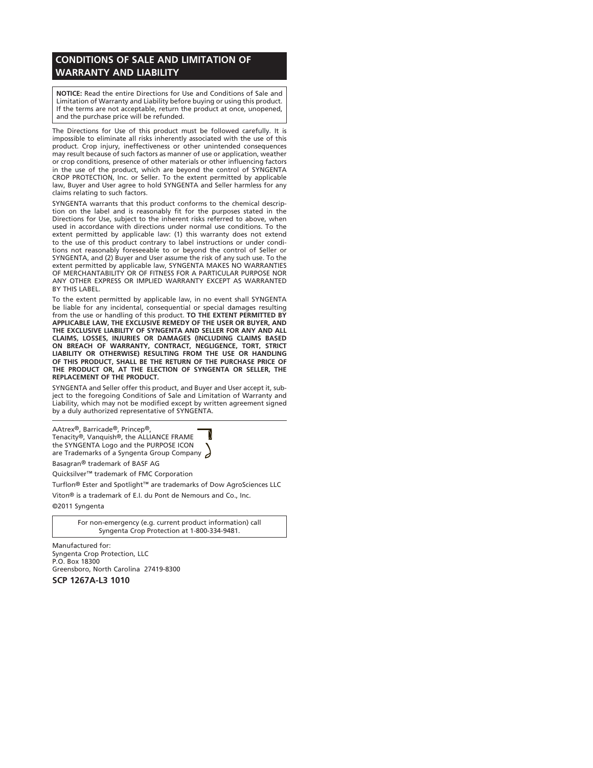## CONDITIONS OF SALE AND LIMITATION OF WARRANTY AND LIABILITY

**NOTICE:** Read the entire Directions for Use and Conditions of Sale and Limitation of Warranty and Liability before buying or using this product. If the terms are not acceptable, return the product at once, unopened, and the purchase price will be refunded.

The Directions for Use of this product must be followed carefully. It is impossible to eliminate all risks inherently associated with the use of this product. Crop injury, ineffectiveness or other unintended consequences may result because of such factors as manner of use or application, weather or crop conditions, presence of other materials or other influencing factors in the use of the product, which are beyond the control of SYNGENTA CROP PROTECTION, Inc. or Seller. To the extent permitted by applicable law, Buyer and User agree to hold SYNGENTA and Seller harmless for any claims relating to such factors.

SYNGENTA warrants that this product conforms to the chemical description on the label and is reasonably fit for the purposes stated in the Directions for Use, subject to the inherent risks referred to above, when used in accordance with directions under normal use conditions. To the extent permitted by applicable law: (1) this warranty does not extend to the use of this product contrary to label instructions or under conditions not reasonably foreseeable to or beyond the control of Seller or SYNGENTA, and (2) Buyer and User assume the risk of any such use. To the extent permitted by applicable law, SYNGENTA MAKES NO WARRANTIES OF MERCHANTABILITY OR OF FITNESS FOR A PARTICULAR PURPOSE NOR ANY OTHER EXPRESS OR IMPLIED WARRANTY EXCEPT AS WARRANTED BY THIS LABEL.

To the extent permitted by applicable law, in no event shall SYNGENTA be liable for any incidental, consequential or special damages resulting from the use or handling of this product. **TO THE EXTENT PERMITTED BY APPLICABLE LAW, THE EXCLUSIVE REMEDY OF THE USER OR BUYER, AND THE EXCLUSIVE LIABILITY OF SYNGENTA AND SELLER FOR ANY AND ALL CLAIMS, LOSSES, INJURIES OR DAMAGES (INCLUDING CLAIMS BASED ON BREACH OF WARRANTY, CONTRACT, NEGLIGENCE, TORT, STRICT LIABILITY OR OTHERWISE) RESULTING FROM THE USE OR HANDLING OF THIS PRODUCT, SHALL BE THE RETURN OF THE PURCHASE PRICE OF THE PRODUCT OR, AT THE ELECTION OF SYNGENTA OR SELLER, THE REPLACEMENT OF THE PRODUCT.**

SYNGENTA and Seller offer this product, and Buyer and User accept it, subject to the foregoing Conditions of Sale and Limitation of Warranty and Liability, which may not be modified except by written agreement signed by a duly authorized representative of SYNGENTA.

AAtrex®, Barricade®, Princep®, Tenacity®, Vanquish®, the ALLIANCE FRAME the SYNGENTA Logo and the PURPOSE ICON are Trademarks of a Syngenta Group Company

Basagran® trademark of BASF AG

Quicksilver™ trademark of FMC Corporation

Turflon® Ester and Spotlight™ are trademarks of Dow AgroSciences LLC

Viton® is a trademark of E.I. du Pont de Nemours and Co., Inc.

©2011 Syngenta

For non-emergency (e.g. current product information) call Syngenta Crop Protection at 1-800-334-9481.

Manufactured for:
Syngenta Crop Protection, LLC
P.O. Box 18300
Greensboro, North Carolina 27419-8300

**SCP 1267A-L3 1010**